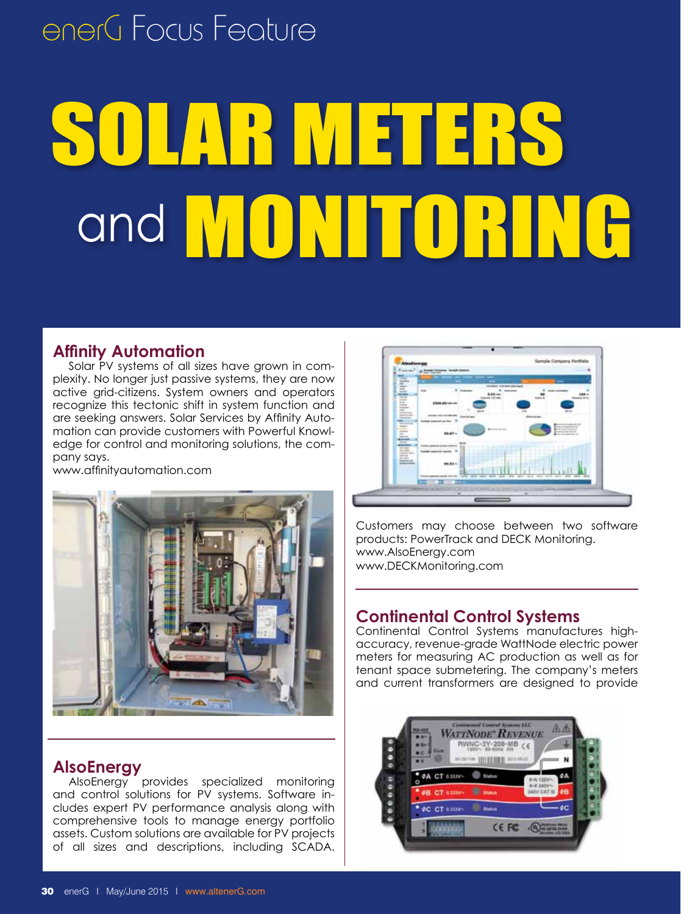enerG Focus Feature

# SOLAR METERS and MONITORING

## Affinity Automation

Solar PV systems of all sizes have grown in complexity. No longer just passive systems, they are now active grid-citizens. System owners and operators recognize this tectonic shift in system function and are seeking answers. Solar Services by Affinity Automation can provide customers with Powerful Knowledge for control and monitoring solutions, the company says.
www.affinityautomation.com

## AlsoEnergy

AlsoEnergy provides specialized monitoring and control solutions for PV systems. Software includes expert PV performance analysis along with comprehensive tools to manage energy portfolio assets. Custom solutions are available for PV projects of all sizes and descriptions, including SCADA. Customers may choose between two software products: PowerTrack and DECK Monitoring.
www.AlsoEnergy.com
www.DECKMonitoring.com

## Continental Control Systems

Continental Control Systems manufactures high-accuracy, revenue-grade WattNode electric power meters for measuring AC production as well as for tenant space submetering. The company's meters and current transformers are designed to provide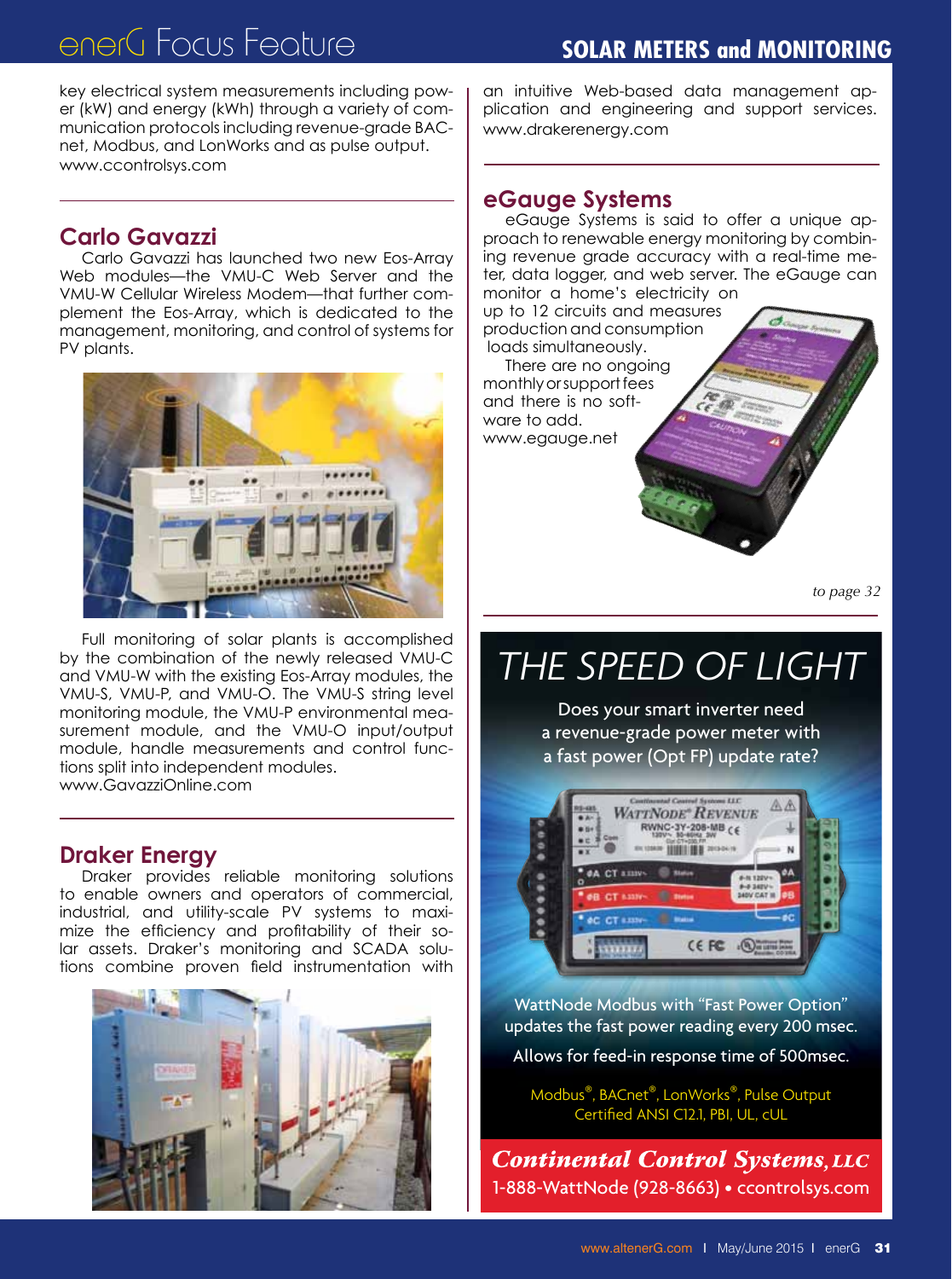key electrical system measurements including power (kW) and energy (kWh) through a variety of communication protocols including revenue-grade BACnet, Modbus, and LonWorks and as pulse output.
www.ccontrolsys.com

## Carlo Gavazzi

Carlo Gavazzi has launched two new Eos-Array Web modules—the VMU-C Web Server and the VMU-W Cellular Wireless Modem—that further complement the Eos-Array, which is dedicated to the management, monitoring, and control of systems for PV plants.

Full monitoring of solar plants is accomplished by the combination of the newly released VMU-C and VMU-W with the existing Eos-Array modules, the VMU-S, VMU-P, and VMU-O. The VMU-S string level monitoring module, the VMU-P environmental measurement module, and the VMU-O input/output module, handle measurements and control functions split into independent modules.
www.GavazziOnline.com

## Draker Energy

Draker provides reliable monitoring solutions to enable owners and operators of commercial, industrial, and utility-scale PV systems to maximize the efficiency and profitability of their solar assets. Draker's monitoring and SCADA solutions combine proven field instrumentation with an intuitive Web-based data management application and engineering and support services.
www.drakerenergy.com

## eGauge Systems

eGauge Systems is said to offer a unique approach to renewable energy monitoring by combining revenue grade accuracy with a real-time meter, data logger, and web server. The eGauge can monitor a home's electricity on up to 12 circuits and measures production and consumption loads simultaneously.

There are no ongoing monthly or support fees and there is no software to add.
www.egauge.net

*to page 32*

# THE SPEED OF LIGHT

Does your smart inverter need a revenue-grade power meter with a fast power (Opt FP) update rate?

WattNode Modbus with "Fast Power Option" updates the fast power reading every 200 msec.

Allows for feed-in response time of 500msec.

Modbus®, BACnet®, LonWorks®, Pulse Output
Certified ANSI C12.1, PBI, UL, cUL

**Continental Control Systems, LLC**
1-888-WattNode (928-8663) • ccontrolsys.com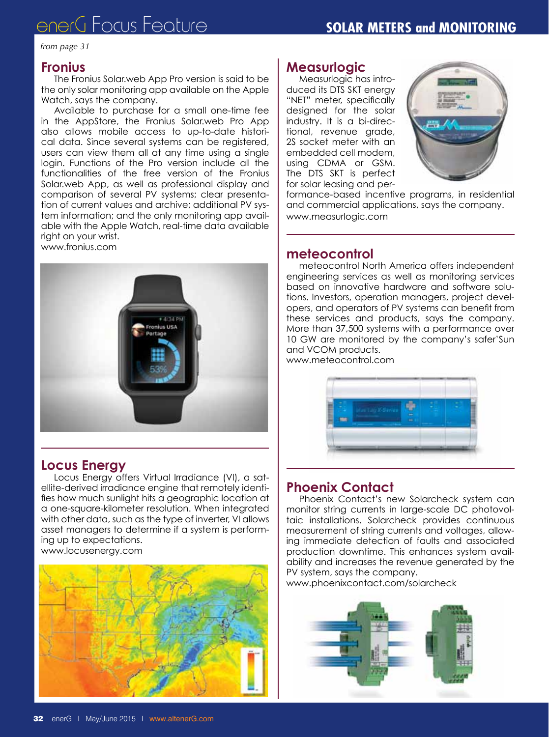*from page 31*

## Fronius

The Fronius Solar.web App Pro version is said to be the only solar monitoring app available on the Apple Watch, says the company.

Available to purchase for a small one-time fee in the AppStore, the Fronius Solar.web Pro App also allows mobile access to up-to-date historical data. Since several systems can be registered, users can view them all at any time using a single login. Functions of the Pro version include all the functionalities of the free version of the Fronius Solar.web App, as well as professional display and comparison of several PV systems; clear presentation of current values and archive; additional PV system information; and the only monitoring app available with the Apple Watch, real-time data available right on your wrist.

www.fronius.com

## Locus Energy

Locus Energy offers Virtual Irradiance (VI), a satellite-derived irradiance engine that remotely identifies how much sunlight hits a geographic location at a one-square-kilometer resolution. When integrated with other data, such as the type of inverter, VI allows asset managers to determine if a system is performing up to expectations.

www.locusenergy.com

## Measurlogic

Measurlogic has introduced its DTS SKT energy "NET" meter, specifically designed for the solar industry. It is a bi-directional, revenue grade, 2S socket meter with an embedded cell modem, using CDMA or GSM. The DTS SKT is perfect for solar leasing and performance-based incentive programs, in residential and commercial applications, says the company.

www.measurlogic.com

## meteocontrol

meteocontrol North America offers independent engineering services as well as monitoring services based on innovative hardware and software solutions. Investors, operation managers, project developers, and operators of PV systems can benefit from these services and products, says the company. More than 37,500 systems with a performance over 10 GW are monitored by the company's safer'Sun and VCOM products.

www.meteocontrol.com

## Phoenix Contact

Phoenix Contact's new Solarcheck system can monitor string currents in large-scale DC photovoltaic installations. Solarcheck provides continuous measurement of string currents and voltages, allowing immediate detection of faults and associated production downtime. This enhances system availability and increases the revenue generated by the PV system, says the company.

www.phoenixcontact.com/solarcheck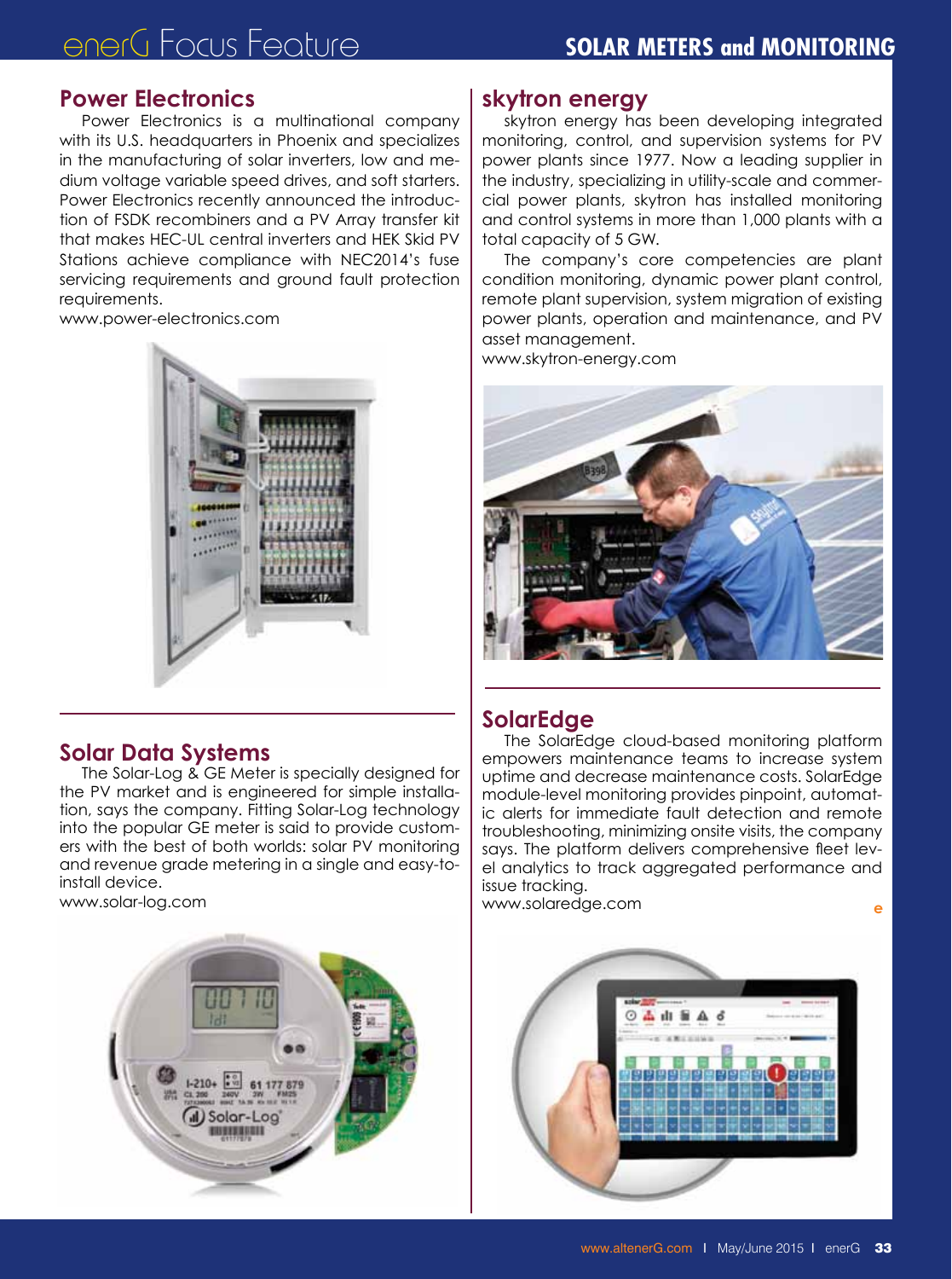## Power Electronics

Power Electronics is a multinational company with its U.S. headquarters in Phoenix and specializes in the manufacturing of solar inverters, low and medium voltage variable speed drives, and soft starters. Power Electronics recently announced the introduction of FSDK recombiners and a PV Array transfer kit that makes HEC-UL central inverters and HEK Skid PV Stations achieve compliance with NEC2014's fuse servicing requirements and ground fault protection requirements.

www.power-electronics.com

## Solar Data Systems

The Solar-Log & GE Meter is specially designed for the PV market and is engineered for simple installation, says the company. Fitting Solar-Log technology into the popular GE meter is said to provide customers with the best of both worlds: solar PV monitoring and revenue grade metering in a single and easy-to-install device.

www.solar-log.com

## skytron energy

skytron energy has been developing integrated monitoring, control, and supervision systems for PV power plants since 1977. Now a leading supplier in the industry, specializing in utility-scale and commercial power plants, skytron has installed monitoring and control systems in more than 1,000 plants with a total capacity of 5 GW.

The company's core competencies are plant condition monitoring, dynamic power plant control, remote plant supervision, system migration of existing power plants, operation and maintenance, and PV asset management.

www.skytron-energy.com

## SolarEdge

The SolarEdge cloud-based monitoring platform empowers maintenance teams to increase system uptime and decrease maintenance costs. SolarEdge module-level monitoring provides pinpoint, automatic alerts for immediate fault detection and remote troubleshooting, minimizing onsite visits, the company says. The platform delivers comprehensive fleet level analytics to track aggregated performance and issue tracking.

www.solaredge.com